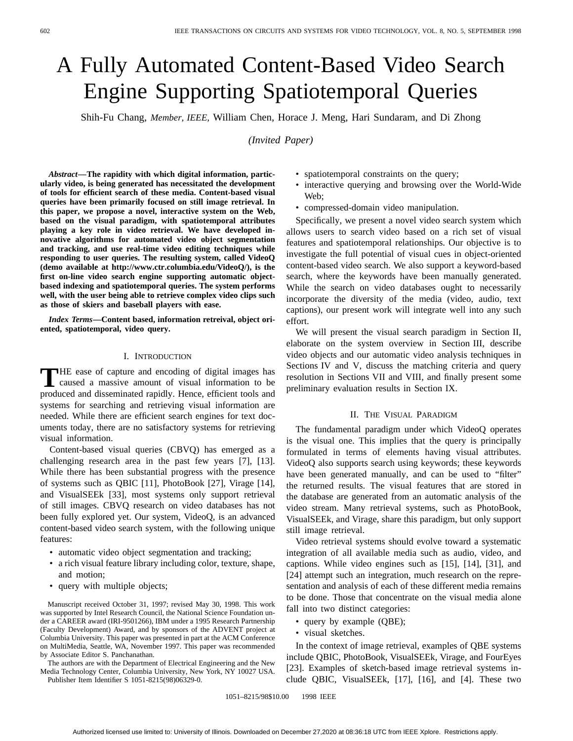# A Fully Automated Content-Based Video Search Engine Supporting Spatiotemporal Queries

Shih-Fu Chang, *Member, IEEE,* William Chen, Horace J. Meng, Hari Sundaram, and Di Zhong

*(Invited Paper)*

***Abstract*—The rapidity with which digital information, particularly video, is being generated has necessitated the development of tools for efficient search of these media. Content-based visual queries have been primarily focused on still image retrieval. In this paper, we propose a novel, interactive system on the Web, based on the visual paradigm, with spatiotemporal attributes playing a key role in video retrieval. We have developed innovative algorithms for automated video object segmentation and tracking, and use real-time video editing techniques while responding to user queries. The resulting system, called VideoQ (demo available at http://www.ctr.columbia.edu/VideoQ/), is the first on-line video search engine supporting automatic object-based indexing and spatiotemporal queries. The system performs well, with the user being able to retrieve complex video clips such as those of skiers and baseball players with ease.**

***Index Terms*—Content based, information retreival, object oriented, spatiotemporal, video query.**

## I. Introduction

The ease of capture and encoding of digital images has caused a massive amount of visual information to be produced and disseminated rapidly. Hence, efficient tools and systems for searching and retrieving visual information are needed. While there are efficient search engines for text documents today, there are no satisfactory systems for retrieving visual information.

Content-based visual queries (CBVQ) has emerged as a challenging research area in the past few years [7], [13]. While there has been substantial progress with the presence of systems such as QBIC [11], PhotoBook [27], Virage [14], and VisualSEEk [33], most systems only support retrieval of still images. CBVQ research on video databases has not been fully explored yet. Our system, VideoQ, is an advanced content-based video search system, with the following unique features:

- automatic video object segmentation and tracking;
- a rich visual feature library including color, texture, shape, and motion;
- query with multiple objects;
- spatiotemporal constraints on the query;
- interactive querying and browsing over the World-Wide Web;
- compressed-domain video manipulation.

Specifically, we present a novel video search system which allows users to search video based on a rich set of visual features and spatiotemporal relationships. Our objective is to investigate the full potential of visual cues in object-oriented content-based video search. We also support a keyword-based search, where the keywords have been manually generated. While the search on video databases ought to necessarily incorporate the diversity of the media (video, audio, text captions), our present work will integrate well into any such effort.

We will present the visual search paradigm in Section II, elaborate on the system overview in Section III, describe video objects and our automatic video analysis techniques in Sections IV and V, discuss the matching criteria and query resolution in Sections VII and VIII, and finally present some preliminary evaluation results in Section IX.

## II. The Visual Paradigm

The fundamental paradigm under which VideoQ operates is the visual one. This implies that the query is principally formulated in terms of elements having visual attributes. VideoQ also supports search using keywords; these keywords have been generated manually, and can be used to "filter" the returned results. The visual features that are stored in the database are generated from an automatic analysis of the video stream. Many retrieval systems, such as PhotoBook, VisualSEEk, and Virage, share this paradigm, but only support still image retrieval.

Video retrieval systems should evolve toward a systematic integration of all available media such as audio, video, and captions. While video engines such as [15], [14], [31], and [24] attempt such an integration, much research on the representation and analysis of each of these different media remains to be done. Those that concentrate on the visual media alone fall into two distinct categories:

- query by example (QBE);
- visual sketches.

In the context of image retrieval, examples of QBE systems include QBIC, PhotoBook, VisualSEEk, Virage, and FourEyes [23]. Examples of sketch-based image retrieval systems include QBIC, VisualSEEk, [17], [16], and [4]. These two

Manuscript received October 31, 1997; revised May 30, 1998. This work was supported by Intel Research Council, the National Science Foundation under a CAREER award (IRI-9501266), IBM under a 1995 Research Partnership (Faculty Development) Award, and by sponsors of the ADVENT project at Columbia University. This paper was presented in part at the ACM Conference on MultiMedia, Seattle, WA, November 1997. This paper was recommended by Associate Editor S. Panchanathan.

The authors are with the Department of Electrical Engineering and the New Media Technology Center, Columbia University, New York, NY 10027 USA.

Publisher Item Identifier S 1051-8215(98)06329-0.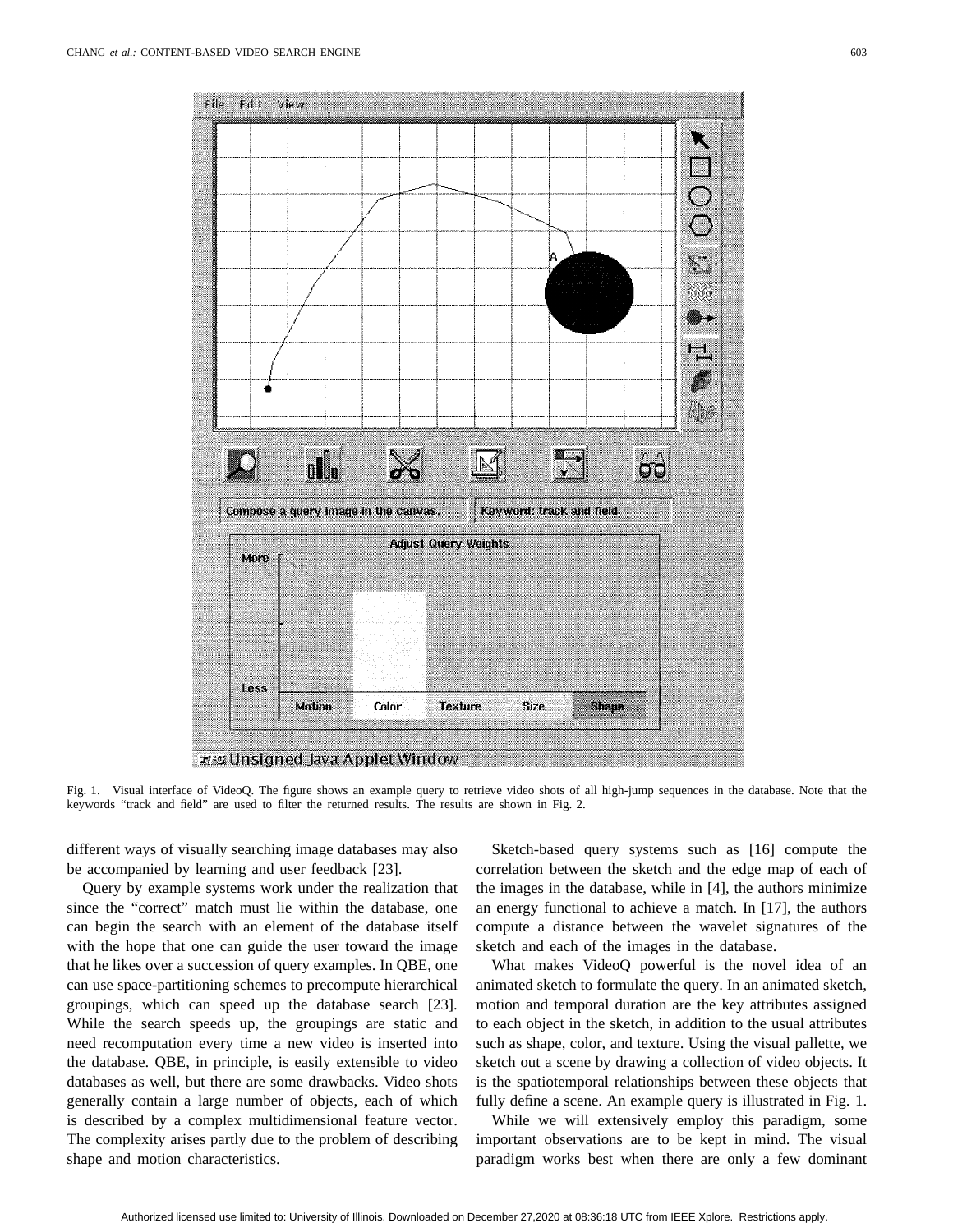Fig. 1. Visual interface of VideoQ. The figure shows an example query to retrieve video shots of all high-jump sequences in the database. Note that the keywords "track and field" are used to filter the returned results. The results are shown in Fig. 2.

different ways of visually searching image databases may also be accompanied by learning and user feedback [23].

Query by example systems work under the realization that since the "correct" match must lie within the database, one can begin the search with an element of the database itself with the hope that one can guide the user toward the image that he likes over a succession of query examples. In QBE, one can use space-partitioning schemes to precompute hierarchical groupings, which can speed up the database search [23]. While the search speeds up, the groupings are static and need recomputation every time a new video is inserted into the database. QBE, in principle, is easily extensible to video databases as well, but there are some drawbacks. Video shots generally contain a large number of objects, each of which is described by a complex multidimensional feature vector. The complexity arises partly due to the problem of describing shape and motion characteristics.

Sketch-based query systems such as [16] compute the correlation between the sketch and the edge map of each of the images in the database, while in [4], the authors minimize an energy functional to achieve a match. In [17], the authors compute a distance between the wavelet signatures of the sketch and each of the images in the database.

What makes VideoQ powerful is the novel idea of an animated sketch to formulate the query. In an animated sketch, motion and temporal duration are the key attributes assigned to each object in the sketch, in addition to the usual attributes such as shape, color, and texture. Using the visual pallette, we sketch out a scene by drawing a collection of video objects. It is the spatiotemporal relationships between these objects that fully define a scene. An example query is illustrated in Fig. 1.

While we will extensively employ this paradigm, some important observations are to be kept in mind. The visual paradigm works best when there are only a few dominant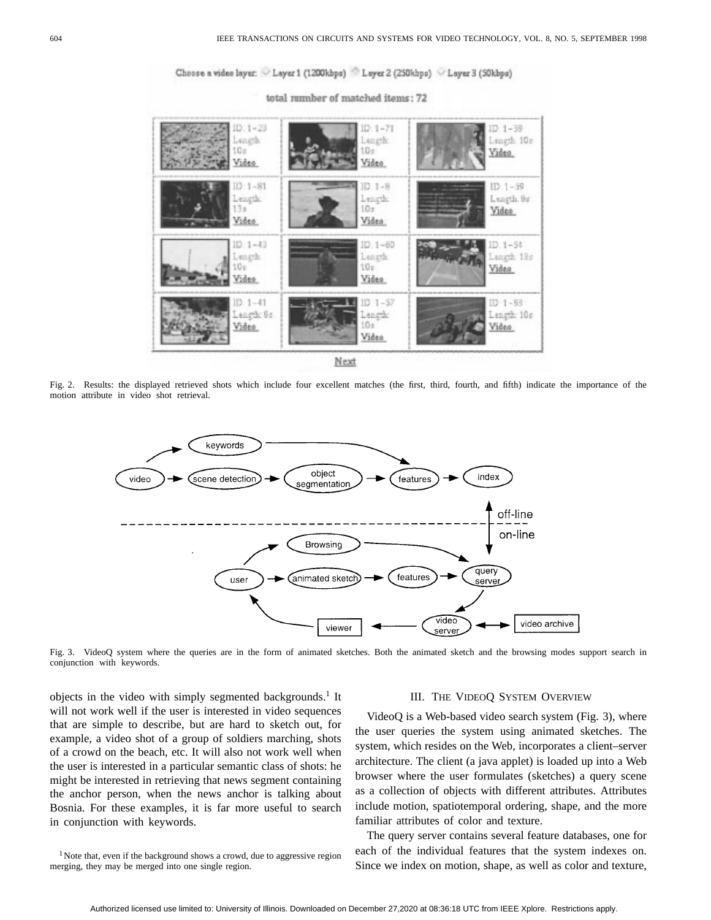Fig. 2. Results: the displayed retrieved shots which include four excellent matches (the first, third, fourth, and fifth) indicate the importance of the motion attribute in video shot retrieval.

Fig. 3. VideoQ system where the queries are in the form of animated sketches. Both the animated sketch and the browsing modes support search in conjunction with keywords.

objects in the video with simply segmented backgrounds.[1] It will not work well if the user is interested in video sequences that are simple to describe, but are hard to sketch out, for example, a video shot of a group of soldiers marching, shots of a crowd on the beach, etc. It will also not work well when the user is interested in a particular semantic class of shots: he might be interested in retrieving that news segment containing the anchor person, when the news anchor is talking about Bosnia. For these examples, it is far more useful to search in conjunction with keywords.

[1] Note that, even if the background shows a crowd, due to aggressive region merging, they may be merged into one single region.

## III. The VideoQ System Overview

VideoQ is a Web-based video search system (Fig. 3), where the user queries the system using animated sketches. The system, which resides on the Web, incorporates a client–server architecture. The client (a java applet) is loaded up into a Web browser where the user formulates (sketches) a query scene as a collection of objects with different attributes. Attributes include motion, spatiotemporal ordering, shape, and the more familiar attributes of color and texture.

The query server contains several feature databases, one for each of the individual features that the system indexes on. Since we index on motion, shape, as well as color and texture,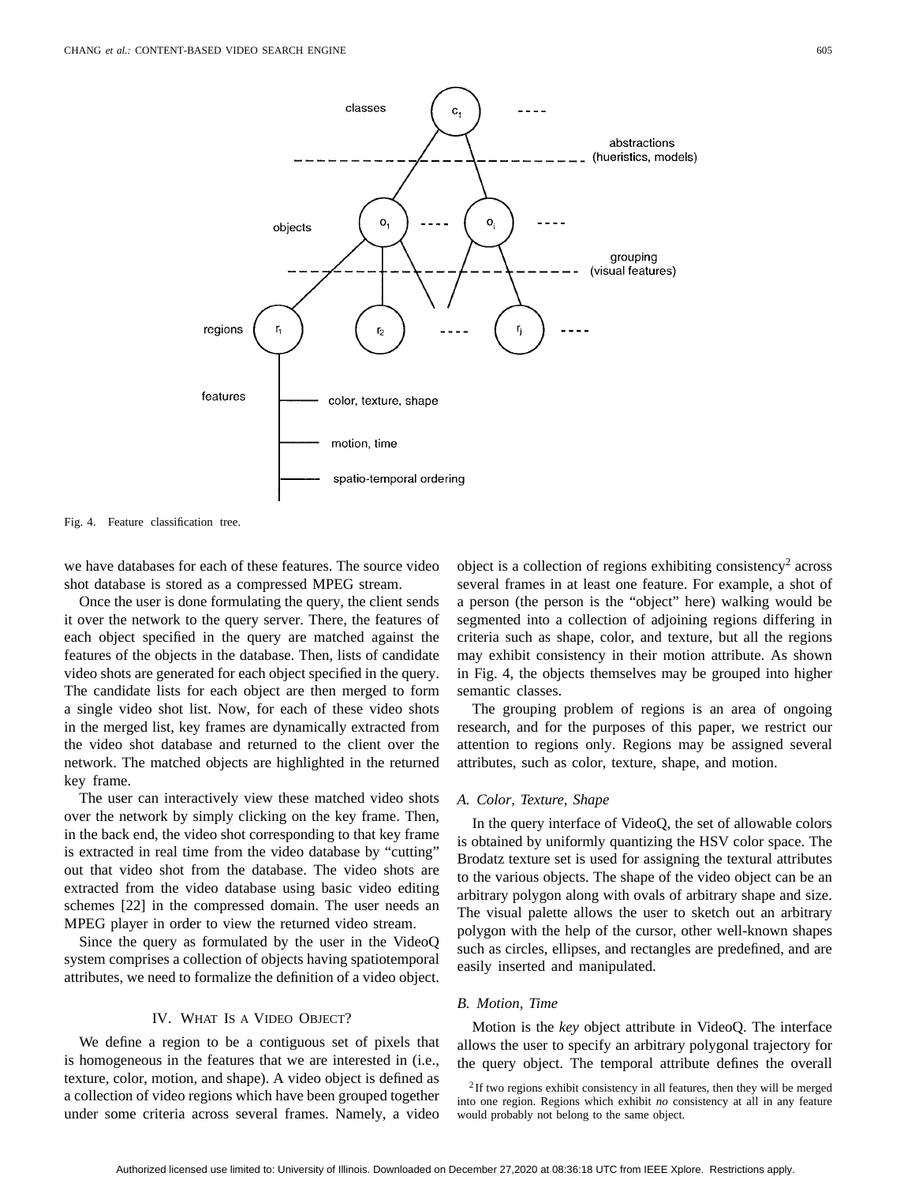classes

$c_1$

abstractions (hueristics, models)

objects

$o_1$

$o_i$

grouping (visual features)

regions

$r_1$

$r_2$

$r_j$

features

color, texture, shape

motion, time

spatio-temporal ordering

Fig. 4. Feature classification tree.

we have databases for each of these features. The source video shot database is stored as a compressed MPEG stream.

Once the user is done formulating the query, the client sends it over the network to the query server. There, the features of each object specified in the query are matched against the features of the objects in the database. Then, lists of candidate video shots are generated for each object specified in the query. The candidate lists for each object are then merged to form a single video shot list. Now, for each of these video shots in the merged list, key frames are dynamically extracted from the video shot database and returned to the client over the network. The matched objects are highlighted in the returned key frame.

The user can interactively view these matched video shots over the network by simply clicking on the key frame. Then, in the back end, the video shot corresponding to that key frame is extracted in real time from the video database by "cutting" out that video shot from the database. The video shots are extracted from the video database using basic video editing schemes [22] in the compressed domain. The user needs an MPEG player in order to view the returned video stream.

Since the query as formulated by the user in the VideoQ system comprises a collection of objects having spatiotemporal attributes, we need to formalize the definition of a video object.

## IV. What Is a Video Object?

We define a region to be a contiguous set of pixels that is homogeneous in the features that we are interested in (i.e., texture, color, motion, and shape). A video object is defined as a collection of video regions which have been grouped together under some criteria across several frames. Namely, a video object is a collection of regions exhibiting consistency[2] across several frames in at least one feature. For example, a shot of a person (the person is the "object" here) walking would be segmented into a collection of adjoining regions differing in criteria such as shape, color, and texture, but all the regions may exhibit consistency in their motion attribute. As shown in Fig. 4, the objects themselves may be grouped into higher semantic classes.

The grouping problem of regions is an area of ongoing research, and for the purposes of this paper, we restrict our attention to regions only. Regions may be assigned several attributes, such as color, texture, shape, and motion.

### A. Color, Texture, Shape

In the query interface of VideoQ, the set of allowable colors is obtained by uniformly quantizing the HSV color space. The Brodatz texture set is used for assigning the textural attributes to the various objects. The shape of the video object can be an arbitrary polygon along with ovals of arbitrary shape and size. The visual palette allows the user to sketch out an arbitrary polygon with the help of the cursor, other well-known shapes such as circles, ellipses, and rectangles are predefined, and are easily inserted and manipulated.

### B. Motion, Time

Motion is the *key* object attribute in VideoQ. The interface allows the user to specify an arbitrary polygonal trajectory for the query object. The temporal attribute defines the overall

[2] If two regions exhibit consistency in all features, then they will be merged into one region. Regions which exhibit *no* consistency at all in any feature would probably not belong to the same object.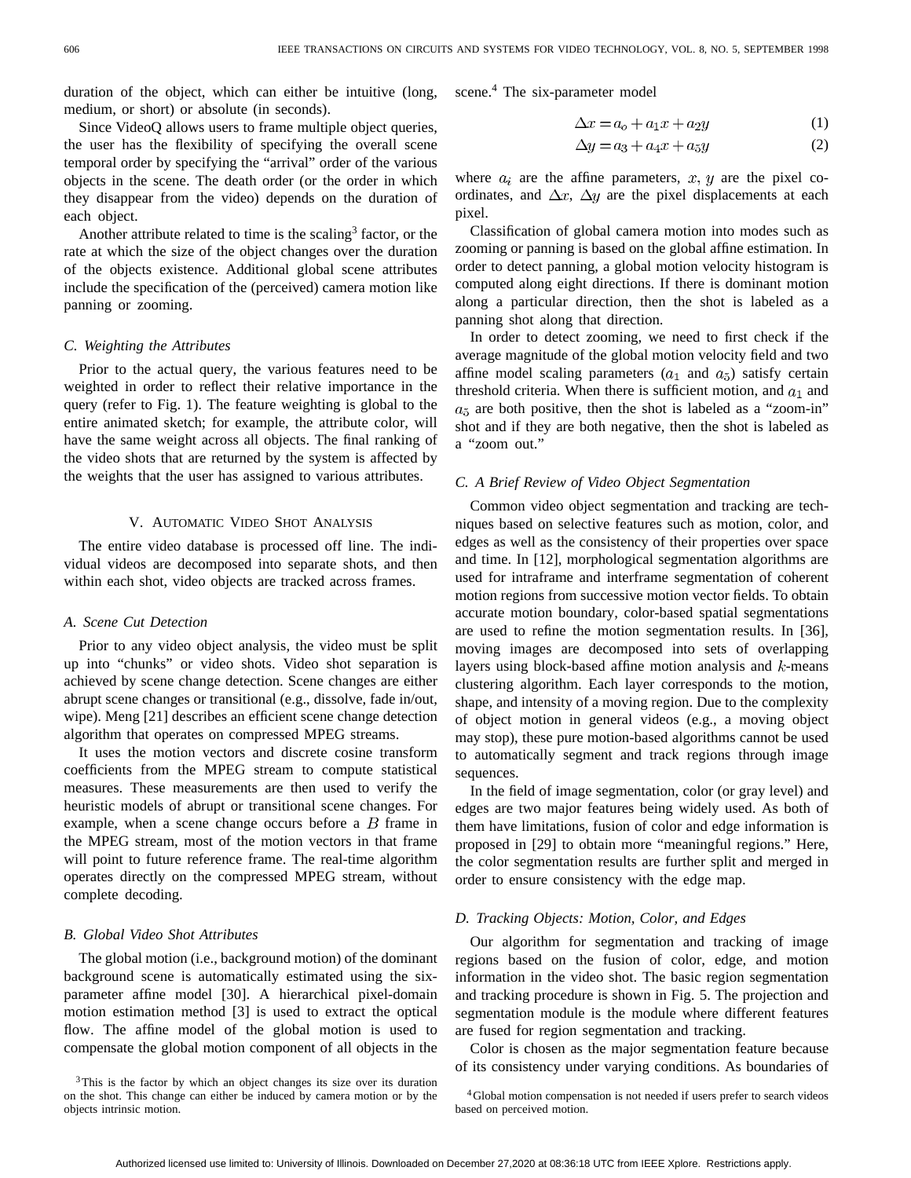duration of the object, which can either be intuitive (long, medium, or short) or absolute (in seconds).

Since VideoQ allows users to frame multiple object queries, the user has the flexibility of specifying the overall scene temporal order by specifying the "arrival" order of the various objects in the scene. The death order (or the order in which they disappear from the video) depends on the duration of each object.

Another attribute related to time is the scaling[3] factor, or the rate at which the size of the object changes over the duration of the objects existence. Additional global scene attributes include the specification of the (perceived) camera motion like panning or zooming.

### C. Weighting the Attributes

Prior to the actual query, the various features need to be weighted in order to reflect their relative importance in the query (refer to Fig. 1). The feature weighting is global to the entire animated sketch; for example, the attribute color, will have the same weight across all objects. The final ranking of the video shots that are returned by the system is affected by the weights that the user has assigned to various attributes.

## V. Automatic Video Shot Analysis

The entire video database is processed off line. The individual videos are decomposed into separate shots, and then within each shot, video objects are tracked across frames.

### A. Scene Cut Detection

Prior to any video object analysis, the video must be split up into "chunks" or video shots. Video shot separation is achieved by scene change detection. Scene changes are either abrupt scene changes or transitional (e.g., dissolve, fade in/out, wipe). Meng [21] describes an efficient scene change detection algorithm that operates on compressed MPEG streams.

It uses the motion vectors and discrete cosine transform coefficients from the MPEG stream to compute statistical measures. These measurements are then used to verify the heuristic models of abrupt or transitional scene changes. For example, when a scene change occurs before a $B$ frame in the MPEG stream, most of the motion vectors in that frame will point to future reference frame. The real-time algorithm operates directly on the compressed MPEG stream, without complete decoding.

### B. Global Video Shot Attributes

The global motion (i.e., background motion) of the dominant background scene is automatically estimated using the six-parameter affine model [30]. A hierarchical pixel-domain motion estimation method [3] is used to extract the optical flow. The affine model of the global motion is used to compensate the global motion component of all objects in the scene.[4] The six-parameter model

$$\Delta x = a_o + a_1 x + a_2 y \tag{1}$$

$$\Delta y = a_3 + a_4 x + a_5 y \tag{2}$$

where $a_i$ are the affine parameters, $x$, $y$ are the pixel coordinates, and $\Delta x$, $\Delta y$ are the pixel displacements at each pixel.

Classification of global camera motion into modes such as zooming or panning is based on the global affine estimation. In order to detect panning, a global motion velocity histogram is computed along eight directions. If there is dominant motion along a particular direction, then the shot is labeled as a panning shot along that direction.

In order to detect zooming, we need to first check if the average magnitude of the global motion velocity field and two affine model scaling parameters ($a_1$ and $a_5$) satisfy certain threshold criteria. When there is sufficient motion, and $a_1$ and $a_5$ are both positive, then the shot is labeled as a "zoom-in" shot and if they are both negative, then the shot is labeled as a "zoom out."

### C. A Brief Review of Video Object Segmentation

Common video object segmentation and tracking are techniques based on selective features such as motion, color, and edges as well as the consistency of their properties over space and time. In [12], morphological segmentation algorithms are used for intraframe and interframe segmentation of coherent motion regions from successive motion vector fields. To obtain accurate motion boundary, color-based spatial segmentations are used to refine the motion segmentation results. In [36], moving images are decomposed into sets of overlapping layers using block-based affine motion analysis and $k$-means clustering algorithm. Each layer corresponds to the motion, shape, and intensity of a moving region. Due to the complexity of object motion in general videos (e.g., a moving object may stop), these pure motion-based algorithms cannot be used to automatically segment and track regions through image sequences.

In the field of image segmentation, color (or gray level) and edges are two major features being widely used. As both of them have limitations, fusion of color and edge information is proposed in [29] to obtain more "meaningful regions." Here, the color segmentation results are further split and merged in order to ensure consistency with the edge map.

### D. Tracking Objects: Motion, Color, and Edges

Our algorithm for segmentation and tracking of image regions based on the fusion of color, edge, and motion information in the video shot. The basic region segmentation and tracking procedure is shown in Fig. 5. The projection and segmentation module is the module where different features are fused for region segmentation and tracking.

Color is chosen as the major segmentation feature because of its consistency under varying conditions. As boundaries of

[3] This is the factor by which an object changes its size over its duration on the shot. This change can either be induced by camera motion or by the objects intrinsic motion.

[4] Global motion compensation is not needed if users prefer to search videos based on perceived motion.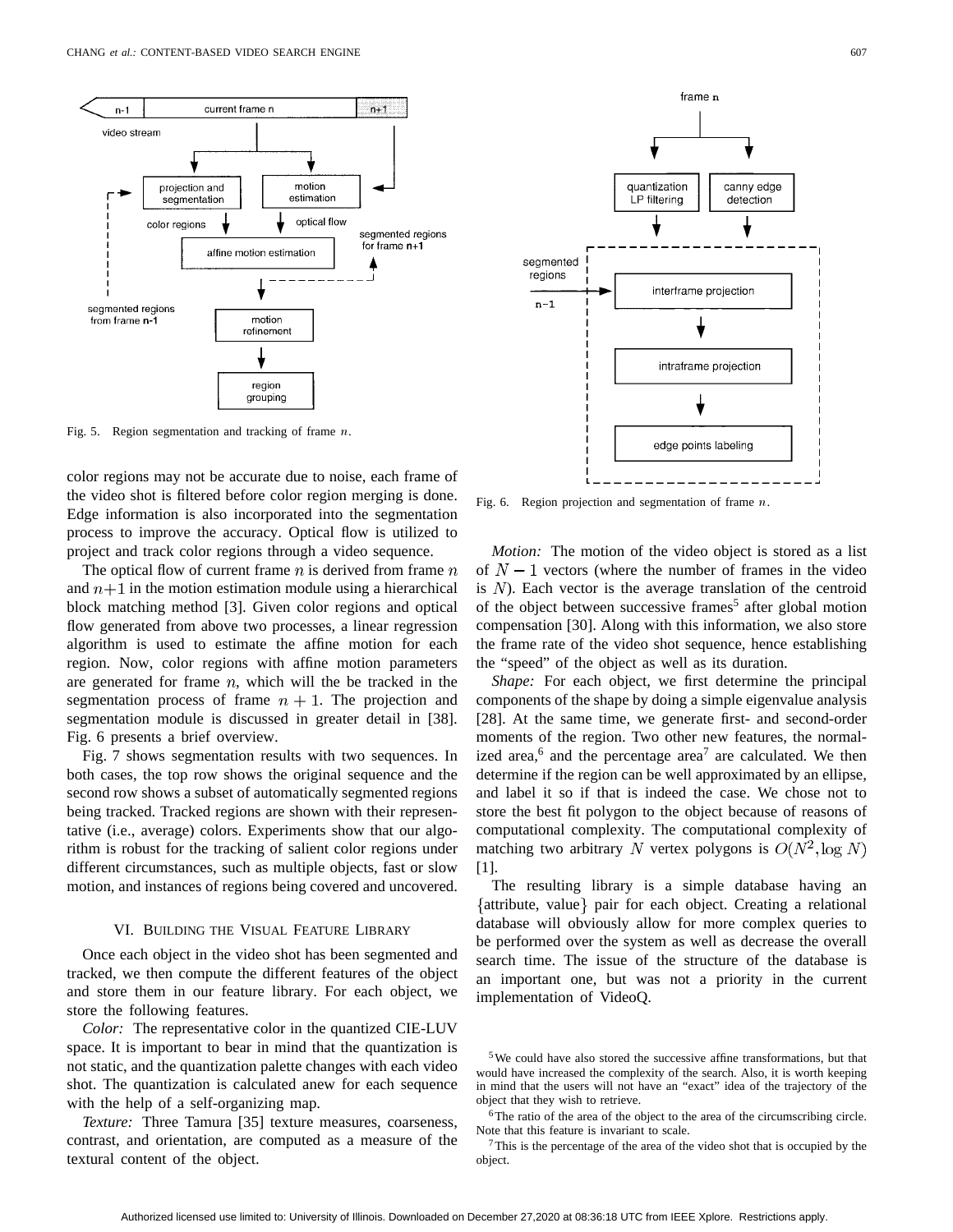Fig. 5. Region segmentation and tracking of frame $n$.

color regions may not be accurate due to noise, each frame of the video shot is filtered before color region merging is done. Edge information is also incorporated into the segmentation process to improve the accuracy. Optical flow is utilized to project and track color regions through a video sequence.

The optical flow of current frame $n$ is derived from frame $n$ and $n+1$ in the motion estimation module using a hierarchical block matching method [3]. Given color regions and optical flow generated from above two processes, a linear regression algorithm is used to estimate the affine motion for each region. Now, color regions with affine motion parameters are generated for frame $n$, which will the be tracked in the segmentation process of frame $n+1$. The projection and segmentation module is discussed in greater detail in [38]. Fig. 6 presents a brief overview.

Fig. 7 shows segmentation results with two sequences. In both cases, the top row shows the original sequence and the second row shows a subset of automatically segmented regions being tracked. Tracked regions are shown with their representative (i.e., average) colors. Experiments show that our algorithm is robust for the tracking of salient color regions under different circumstances, such as multiple objects, fast or slow motion, and instances of regions being covered and uncovered.

## VI. Building the Visual Feature Library

Once each object in the video shot has been segmented and tracked, we then compute the different features of the object and store them in our feature library. For each object, we store the following features.

*Color:* The representative color in the quantized CIE-LUV space. It is important to bear in mind that the quantization is not static, and the quantization palette changes with each video shot. The quantization is calculated anew for each sequence with the help of a self-organizing map.

*Texture:* Three Tamura [35] texture measures, coarseness, contrast, and orientation, are computed as a measure of the textural content of the object.

Fig. 6. Region projection and segmentation of frame $n$.

*Motion:* The motion of the video object is stored as a list of $N-1$ vectors (where the number of frames in the video is $N$). Each vector is the average translation of the centroid of the object between successive frames[5] after global motion compensation [30]. Along with this information, we also store the frame rate of the video shot sequence, hence establishing the "speed" of the object as well as its duration.

*Shape:* For each object, we first determine the principal components of the shape by doing a simple eigenvalue analysis [28]. At the same time, we generate first- and second-order moments of the region. Two other new features, the normalized area,[6] and the percentage area[7] are calculated. We then determine if the region can be well approximated by an ellipse, and label it so if that is indeed the case. We chose not to store the best fit polygon to the object because of reasons of computational complexity. The computational complexity of matching two arbitrary $N$ vertex polygons is $O(N^2, \log N)$ [1].

The resulting library is a simple database having an $\{$attribute, value$\}$ pair for each object. Creating a relational database will obviously allow for more complex queries to be performed over the system as well as decrease the overall search time. The issue of the structure of the database is an important one, but was not a priority in the current implementation of VideoQ.

[5] We could have also stored the successive affine transformations, but that would have increased the complexity of the search. Also, it is worth keeping in mind that the users will not have an "exact" idea of the trajectory of the object that they wish to retrieve.

[6] The ratio of the area of the object to the area of the circumscribing circle. Note that this feature is invariant to scale.

[7] This is the percentage of the area of the video shot that is occupied by the object.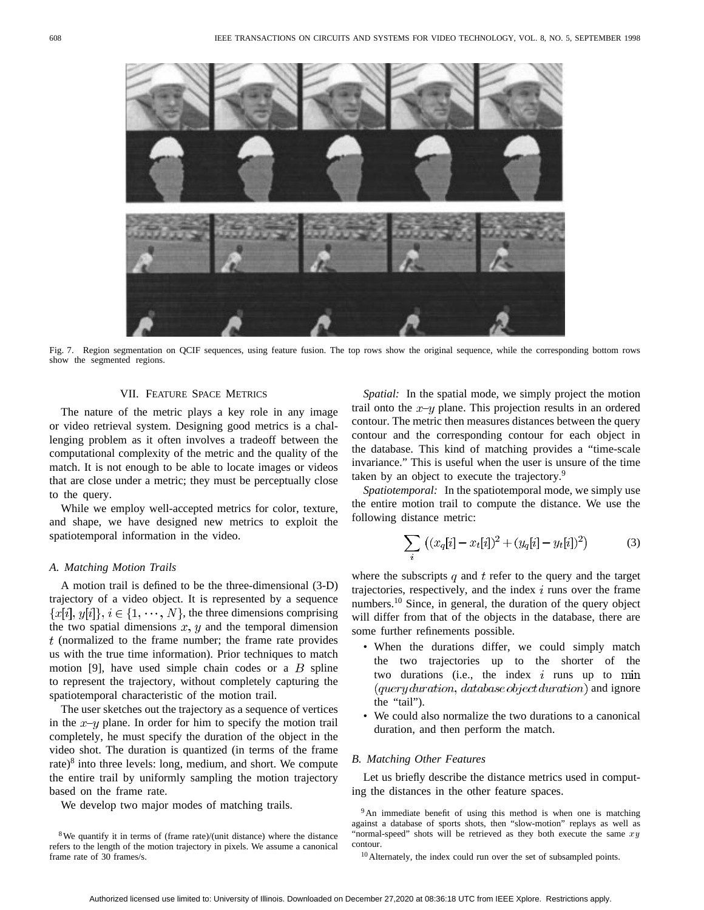Fig. 7. Region segmentation on QCIF sequences, using feature fusion. The top rows show the original sequence, while the corresponding bottom rows show the segmented regions.

## VII. Feature Space Metrics

The nature of the metric plays a key role in any image or video retrieval system. Designing good metrics is a challenging problem as it often involves a tradeoff between the computational complexity of the metric and the quality of the match. It is not enough to be able to locate images or videos that are close under a metric; they must be perceptually close to the query.

While we employ well-accepted metrics for color, texture, and shape, we have designed new metrics to exploit the spatiotemporal information in the video.

### A. Matching Motion Trails

A motion trail is defined to be the three-dimensional (3-D) trajectory of a video object. It is represented by a sequence $\{x[i], y[i]\}, i \in \{1, \cdots, N\}$, the three dimensions comprising the two spatial dimensions $x$, $y$ and the temporal dimension $t$ (normalized to the frame number; the frame rate provides us with the true time information). Prior techniques to match motion [9], have used simple chain codes or a $B$ spline to represent the trajectory, without completely capturing the spatiotemporal characteristic of the motion trail.

The user sketches out the trajectory as a sequence of vertices in the $x$–$y$ plane. In order for him to specify the motion trail completely, he must specify the duration of the object in the video shot. The duration is quantized (in terms of the frame rate)[8] into three levels: long, medium, and short. We compute the entire trail by uniformly sampling the motion trajectory based on the frame rate.

We develop two major modes of matching trails.

*Spatial:* In the spatial mode, we simply project the motion trail onto the $x$–$y$ plane. This projection results in an ordered contour. The metric then measures distances between the query contour and the corresponding contour for each object in the database. This kind of matching provides a "time-scale invariance." This is useful when the user is unsure of the time taken by an object to execute the trajectory.[9]

*Spatiotemporal:* In the spatiotemporal mode, we simply use the entire motion trail to compute the distance. We use the following distance metric:

$$\sum_i \left((x_q[i] - x_t[i])^2 + (y_q[i] - y_t[i])^2\right) \tag{3}$$

where the subscripts $q$ and $t$ refer to the query and the target trajectories, respectively, and the index $i$ runs over the frame numbers.[10] Since, in general, the duration of the query object will differ from that of the objects in the database, there are some further refinements possible.

- When the durations differ, we could simply match the two trajectories up to the shorter of the two durations (i.e., the index $i$ runs up to $\min(query\,duration,\ database\,object\,duration)$ and ignore the "tail").
- We could also normalize the two durations to a canonical duration, and then perform the match.

### B. Matching Other Features

Let us briefly describe the distance metrics used in computing the distances in the other feature spaces.

[8] We quantify it in terms of (frame rate)/(unit distance) where the distance refers to the length of the motion trajectory in pixels. We assume a canonical frame rate of 30 frames/s.

[9] An immediate benefit of using this method is when one is matching against a database of sports shots, then "slow-motion" replays as well as "normal-speed" shots will be retrieved as they both execute the same $xy$ contour.

[10] Alternately, the index could run over the set of subsampled points.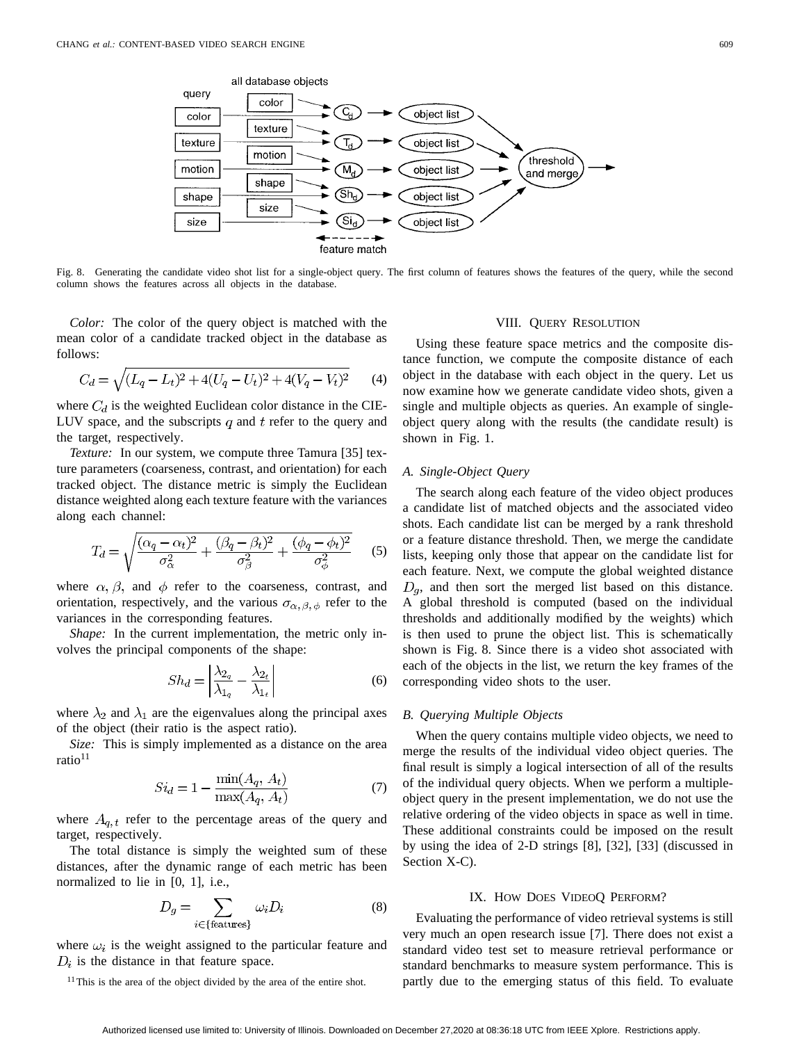Fig. 8. Generating the candidate video shot list for a single-object query. The first column of features shows the features of the query, while the second column shows the features across all objects in the database.

*Color:* The color of the query object is matched with the mean color of a candidate tracked object in the database as follows:

$$C_d = \sqrt{(L_q - L_t)^2 + 4(U_q - U_t)^2 + 4(V_q - V_t)^2} \tag{4}$$

where $C_d$ is the weighted Euclidean color distance in the CIE-LUV space, and the subscripts $q$ and $t$ refer to the query and the target, respectively.

*Texture:* In our system, we compute three Tamura [35] texture parameters (coarseness, contrast, and orientation) for each tracked object. The distance metric is simply the Euclidean distance weighted along each texture feature with the variances along each channel:

$$T_d = \sqrt{\frac{(\alpha_q - \alpha_t)^2}{\sigma_\alpha^2} + \frac{(\beta_q - \beta_t)^2}{\sigma_\beta^2} + \frac{(\phi_q - \phi_t)^2}{\sigma_\phi^2}} \tag{5}$$

where $\alpha, \beta$, and $\phi$ refer to the coarseness, contrast, and orientation, respectively, and the various $\sigma_{\alpha,\beta,\phi}$ refer to the variances in the corresponding features.

*Shape:* In the current implementation, the metric only involves the principal components of the shape:

$$Sh_d = \left| \frac{\lambda_{2_q}}{\lambda_{1_q}} - \frac{\lambda_{2_t}}{\lambda_{1_t}} \right| \tag{6}$$

where $\lambda_2$ and $\lambda_1$ are the eigenvalues along the principal axes of the object (their ratio is the aspect ratio).

*Size:* This is simply implemented as a distance on the area ratio[11]

$$Si_d = 1 - \frac{\min(A_q, A_t)}{\max(A_q, A_t)} \tag{7}$$

where $A_{q,t}$ refer to the percentage areas of the query and target, respectively.

The total distance is simply the weighted sum of these distances, after the dynamic range of each metric has been normalized to lie in [0, 1], i.e.,

$$D_g = \sum_{i \in \{\text{features}\}} \omega_i D_i \tag{8}$$

where $\omega_i$ is the weight assigned to the particular feature and $D_i$ is the distance in that feature space.

[11] This is the area of the object divided by the area of the entire shot.

## VIII. Query Resolution

Using these feature space metrics and the composite distance function, we compute the composite distance of each object in the database with each object in the query. Let us now examine how we generate candidate video shots, given a single and multiple objects as queries. An example of single-object query along with the results (the candidate result) is shown in Fig. 1.

### A. Single-Object Query

The search along each feature of the video object produces a candidate list of matched objects and the associated video shots. Each candidate list can be merged by a rank threshold or a feature distance threshold. Then, we merge the candidate lists, keeping only those that appear on the candidate list for each feature. Next, we compute the global weighted distance $D_g$, and then sort the merged list based on this distance. A global threshold is computed (based on the individual thresholds and additionally modified by the weights) which is then used to prune the object list. This is schematically shown is Fig. 8. Since there is a video shot associated with each of the objects in the list, we return the key frames of the corresponding video shots to the user.

### B. Querying Multiple Objects

When the query contains multiple video objects, we need to merge the results of the individual video object queries. The final result is simply a logical intersection of all of the results of the individual query objects. When we perform a multiple-object query in the present implementation, we do not use the relative ordering of the video objects in space as well in time. These additional constraints could be imposed on the result by using the idea of 2-D strings [8], [32], [33] (discussed in Section X-C).

## IX. How Does VideoQ Perform?

Evaluating the performance of video retrieval systems is still very much an open research issue [7]. There does not exist a standard video test set to measure retrieval performance or standard benchmarks to measure system performance. This is partly due to the emerging status of this field. To evaluate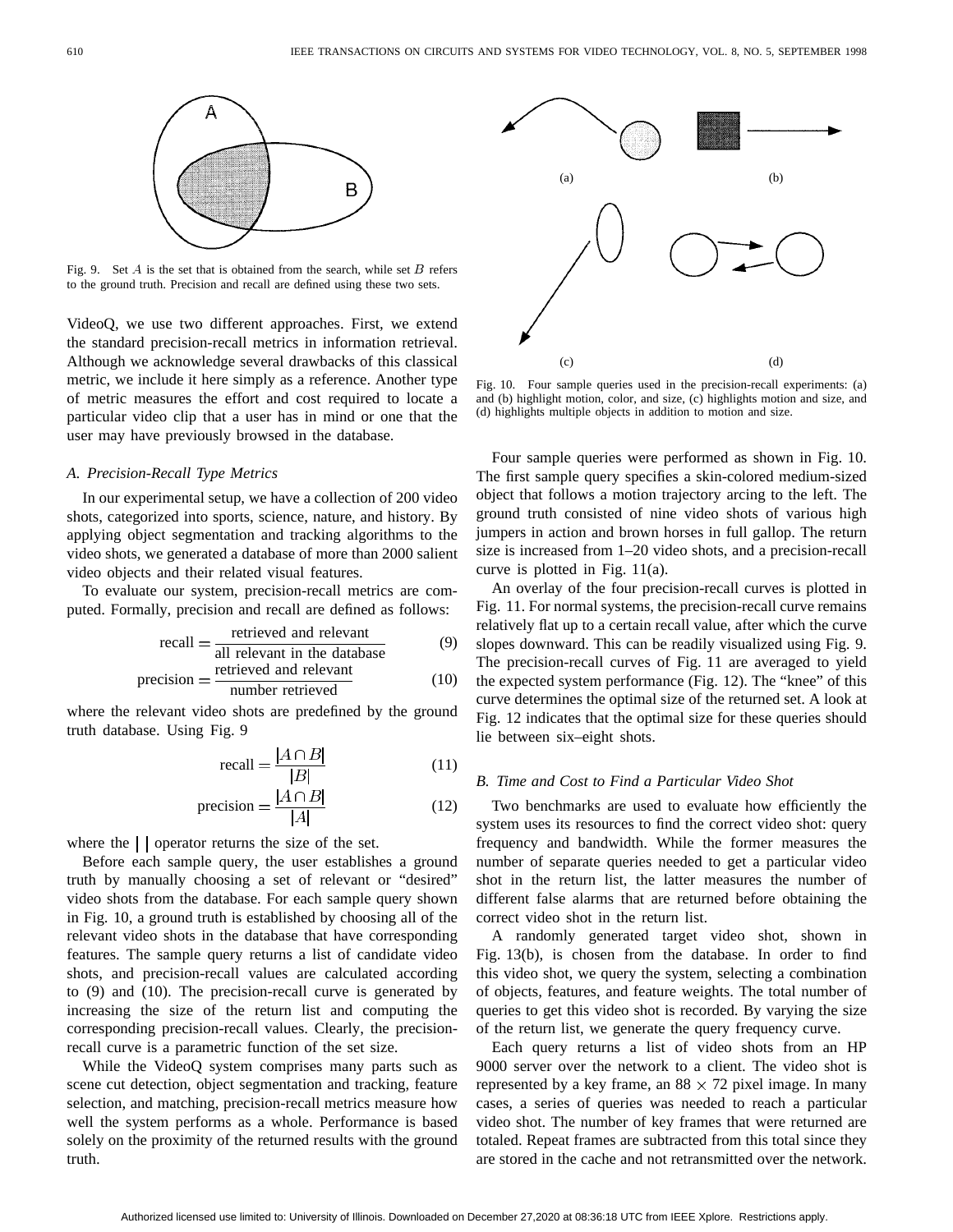Fig. 9. Set $A$ is the set that is obtained from the search, while set $B$ refers to the ground truth. Precision and recall are defined using these two sets.

VideoQ, we use two different approaches. First, we extend the standard precision-recall metrics in information retrieval. Although we acknowledge several drawbacks of this classical metric, we include it here simply as a reference. Another type of metric measures the effort and cost required to locate a particular video clip that a user has in mind or one that the user may have previously browsed in the database.

### *A. Precision-Recall Type Metrics*

In our experimental setup, we have a collection of 200 video shots, categorized into sports, science, nature, and history. By applying object segmentation and tracking algorithms to the video shots, we generated a database of more than 2000 salient video objects and their related visual features.

To evaluate our system, precision-recall metrics are computed. Formally, precision and recall are defined as follows:

$$\text{recall} = \frac{\text{retrieved and relevant}}{\text{all relevant in the database}} \tag{9}$$

$$\text{precision} = \frac{\text{retrieved and relevant}}{\text{number retrieved}} \tag{10}$$

where the relevant video shots are predefined by the ground truth database. Using Fig. 9

$$\text{recall} = \frac{|A \cap B|}{|B|} \tag{11}$$

$$\text{precision} = \frac{|A \cap B|}{|A|} \tag{12}$$

where the $|\,|$ operator returns the size of the set.

Before each sample query, the user establishes a ground truth by manually choosing a set of relevant or "desired" video shots from the database. For each sample query shown in Fig. 10, a ground truth is established by choosing all of the relevant video shots in the database that have corresponding features. The sample query returns a list of candidate video shots, and precision-recall values are calculated according to (9) and (10). The precision-recall curve is generated by increasing the size of the return list and computing the corresponding precision-recall values. Clearly, the precision-recall curve is a parametric function of the set size.

While the VideoQ system comprises many parts such as scene cut detection, object segmentation and tracking, feature selection, and matching, precision-recall metrics measure how well the system performs as a whole. Performance is based solely on the proximity of the returned results with the ground truth.

Fig. 10. Four sample queries used in the precision-recall experiments: (a) and (b) highlight motion, color, and size, (c) highlights motion and size, and (d) highlights multiple objects in addition to motion and size.

Four sample queries were performed as shown in Fig. 10. The first sample query specifies a skin-colored medium-sized object that follows a motion trajectory arcing to the left. The ground truth consisted of nine video shots of various high jumpers in action and brown horses in full gallop. The return size is increased from 1–20 video shots, and a precision-recall curve is plotted in Fig. 11(a).

An overlay of the four precision-recall curves is plotted in Fig. 11. For normal systems, the precision-recall curve remains relatively flat up to a certain recall value, after which the curve slopes downward. This can be readily visualized using Fig. 9. The precision-recall curves of Fig. 11 are averaged to yield the expected system performance (Fig. 12). The "knee" of this curve determines the optimal size of the returned set. A look at Fig. 12 indicates that the optimal size for these queries should lie between six–eight shots.

### *B. Time and Cost to Find a Particular Video Shot*

Two benchmarks are used to evaluate how efficiently the system uses its resources to find the correct video shot: query frequency and bandwidth. While the former measures the number of separate queries needed to get a particular video shot in the return list, the latter measures the number of different false alarms that are returned before obtaining the correct video shot in the return list.

A randomly generated target video shot, shown in Fig. 13(b), is chosen from the database. In order to find this video shot, we query the system, selecting a combination of objects, features, and feature weights. The total number of queries to get this video shot is recorded. By varying the size of the return list, we generate the query frequency curve.

Each query returns a list of video shots from an HP 9000 server over the network to a client. The video shot is represented by a key frame, an $88 \times 72$ pixel image. In many cases, a series of queries was needed to reach a particular video shot. The number of key frames that were returned are totaled. Repeat frames are subtracted from this total since they are stored in the cache and not retransmitted over the network.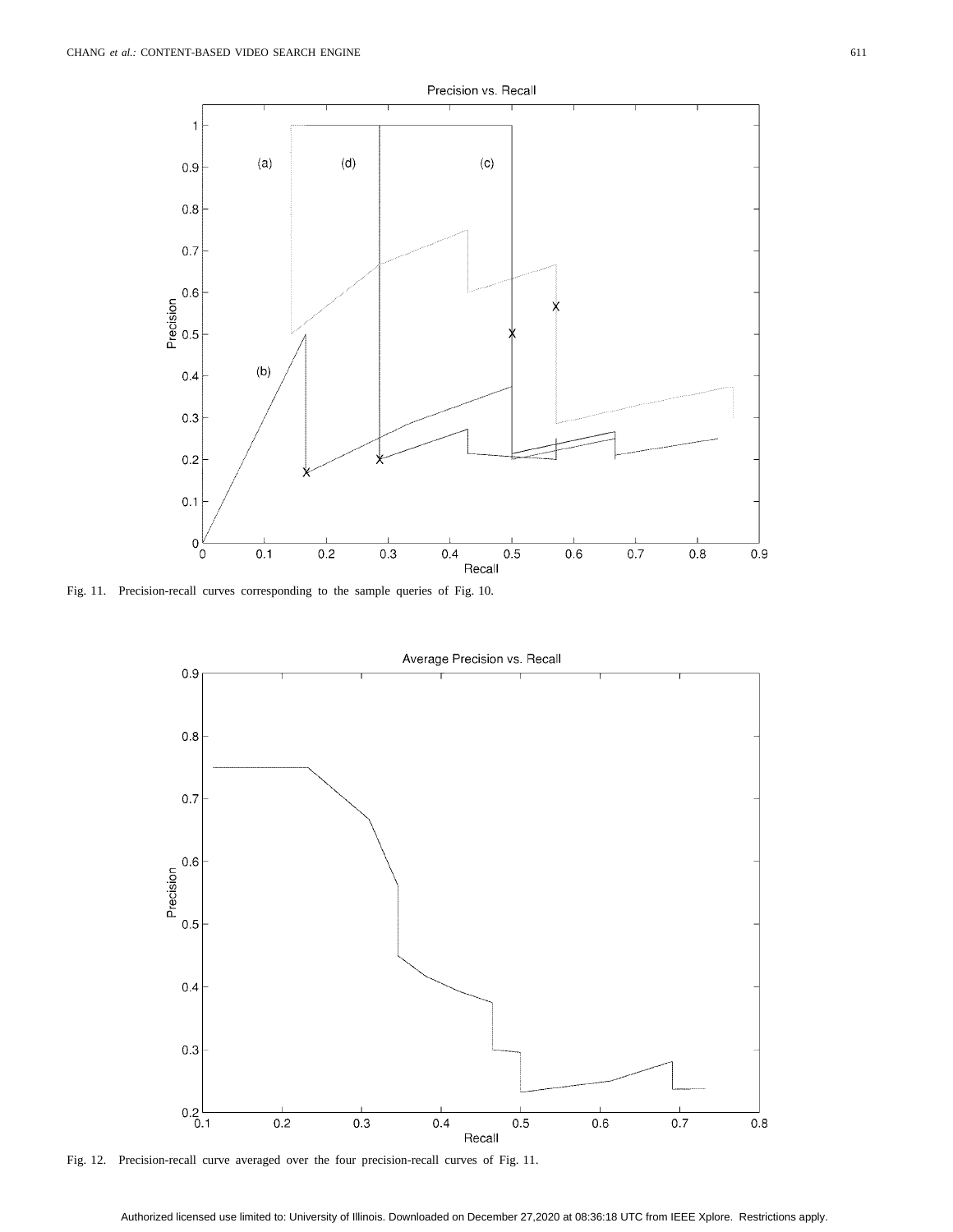Fig. 11. Precision-recall curves corresponding to the sample queries of Fig. 10.

Fig. 12. Precision-recall curve averaged over the four precision-recall curves of Fig. 11.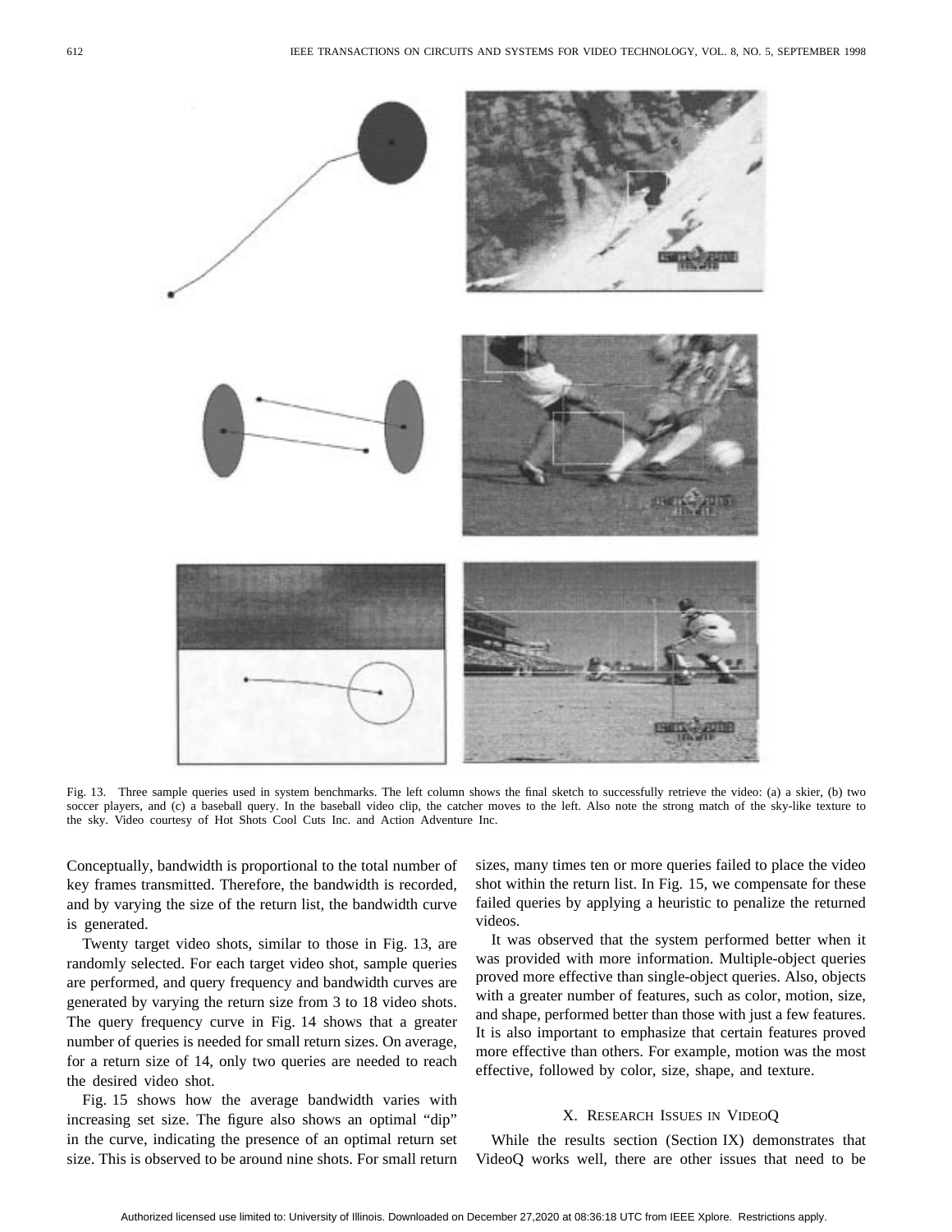Fig. 13. Three sample queries used in system benchmarks. The left column shows the final sketch to successfully retrieve the video: (a) a skier, (b) two soccer players, and (c) a baseball query. In the baseball video clip, the catcher moves to the left. Also note the strong match of the sky-like texture to the sky. Video courtesy of Hot Shots Cool Cuts Inc. and Action Adventure Inc.

Conceptually, bandwidth is proportional to the total number of key frames transmitted. Therefore, the bandwidth is recorded, and by varying the size of the return list, the bandwidth curve is generated.

Twenty target video shots, similar to those in Fig. 13, are randomly selected. For each target video shot, sample queries are performed, and query frequency and bandwidth curves are generated by varying the return size from 3 to 18 video shots. The query frequency curve in Fig. 14 shows that a greater number of queries is needed for small return sizes. On average, for a return size of 14, only two queries are needed to reach the desired video shot.

Fig. 15 shows how the average bandwidth varies with increasing set size. The figure also shows an optimal "dip" in the curve, indicating the presence of an optimal return set size. This is observed to be around nine shots. For small return sizes, many times ten or more queries failed to place the video shot within the return list. In Fig. 15, we compensate for these failed queries by applying a heuristic to penalize the returned videos.

It was observed that the system performed better when it was provided with more information. Multiple-object queries proved more effective than single-object queries. Also, objects with a greater number of features, such as color, motion, size, and shape, performed better than those with just a few features. It is also important to emphasize that certain features proved more effective than others. For example, motion was the most effective, followed by color, size, shape, and texture.

## X. Research Issues in VideoQ

While the results section (Section IX) demonstrates that VideoQ works well, there are other issues that need to be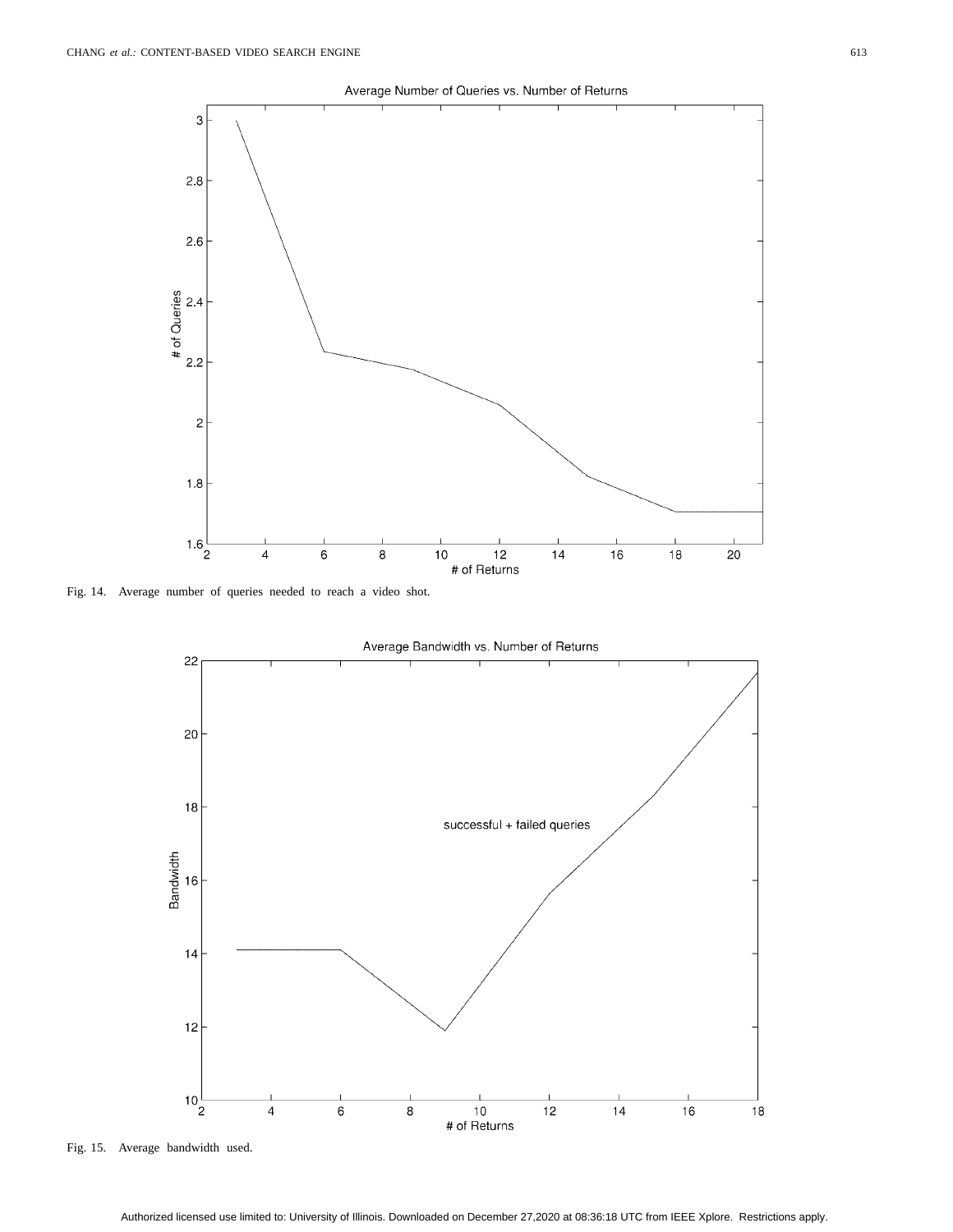Fig. 14. Average number of queries needed to reach a video shot.

Fig. 15. Average bandwidth used.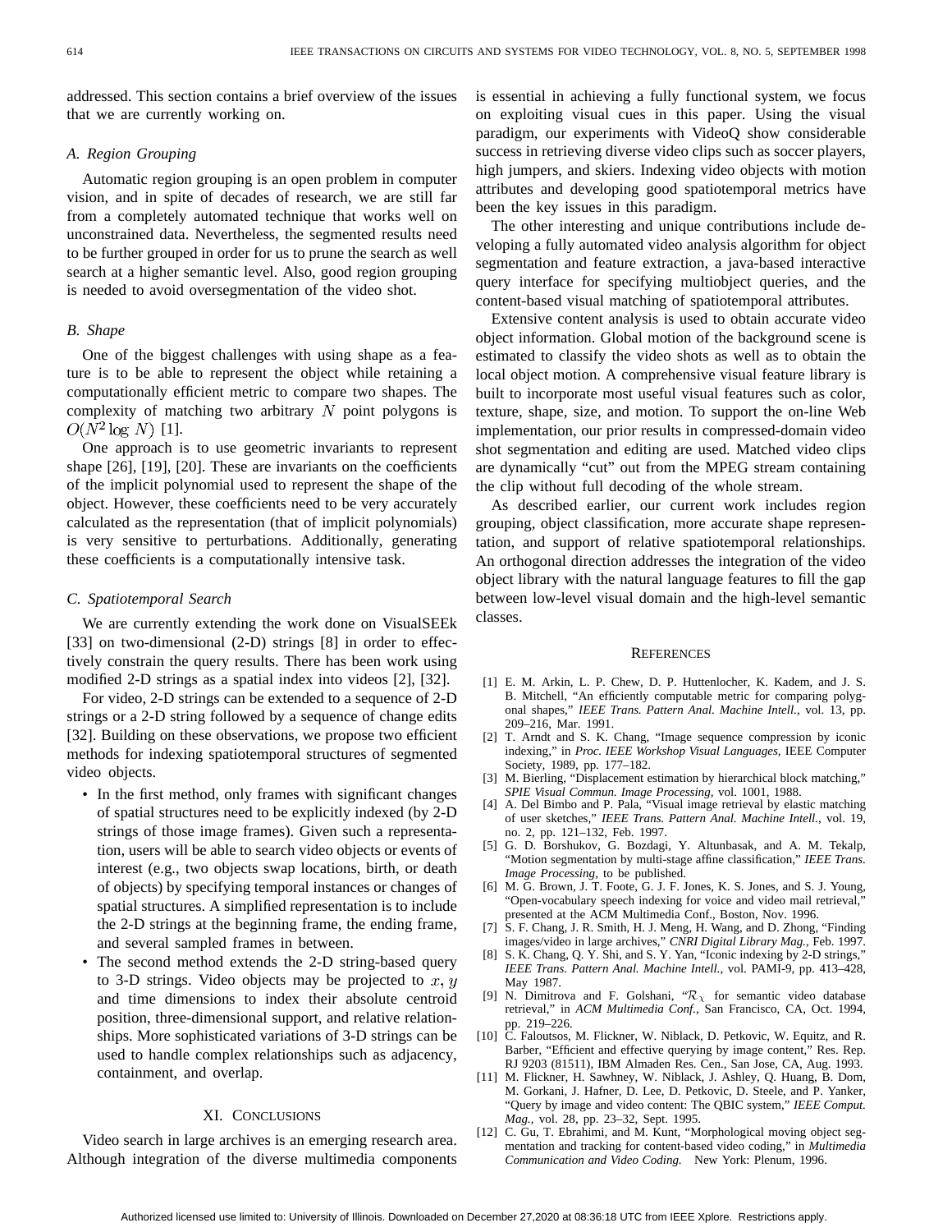addressed. This section contains a brief overview of the issues that we are currently working on.

### A. Region Grouping

Automatic region grouping is an open problem in computer vision, and in spite of decades of research, we are still far from a completely automated technique that works well on unconstrained data. Nevertheless, the segmented results need to be further grouped in order for us to prune the search as well search at a higher semantic level. Also, good region grouping is needed to avoid oversegmentation of the video shot.

### B. Shape

One of the biggest challenges with using shape as a feature is to be able to represent the object while retaining a computationally efficient metric to compare two shapes. The complexity of matching two arbitrary $N$ point polygons is $O(N^2 \log N)$ [1].

One approach is to use geometric invariants to represent shape [26], [19], [20]. These are invariants on the coefficients of the implicit polynomial used to represent the shape of the object. However, these coefficients need to be very accurately calculated as the representation (that of implicit polynomials) is very sensitive to perturbations. Additionally, generating these coefficients is a computationally intensive task.

### C. Spatiotemporal Search

We are currently extending the work done on VisualSEEk [33] on two-dimensional (2-D) strings [8] in order to effectively constrain the query results. There has been work using modified 2-D strings as a spatial index into videos [2], [32].

For video, 2-D strings can be extended to a sequence of 2-D strings or a 2-D string followed by a sequence of change edits [32]. Building on these observations, we propose two efficient methods for indexing spatiotemporal structures of segmented video objects.

- In the first method, only frames with significant changes of spatial structures need to be explicitly indexed (by 2-D strings of those image frames). Given such a representation, users will be able to search video objects or events of interest (e.g., two objects swap locations, birth, or death of objects) by specifying temporal instances or changes of spatial structures. A simplified representation is to include the 2-D strings at the beginning frame, the ending frame, and several sampled frames in between.
- The second method extends the 2-D string-based query to 3-D strings. Video objects may be projected to $x$, $y$ and time dimensions to index their absolute centroid position, three-dimensional support, and relative relationships. More sophisticated variations of 3-D strings can be used to handle complex relationships such as adjacency, containment, and overlap.

## XI. Conclusions

Video search in large archives is an emerging research area. Although integration of the diverse multimedia components is essential in achieving a fully functional system, we focus on exploiting visual cues in this paper. Using the visual paradigm, our experiments with VideoQ show considerable success in retrieving diverse video clips such as soccer players, high jumpers, and skiers. Indexing video objects with motion attributes and developing good spatiotemporal metrics have been the key issues in this paradigm.

The other interesting and unique contributions include developing a fully automated video analysis algorithm for object segmentation and feature extraction, a java-based interactive query interface for specifying multiobject queries, and the content-based visual matching of spatiotemporal attributes.

Extensive content analysis is used to obtain accurate video object information. Global motion of the background scene is estimated to classify the video shots as well as to obtain the local object motion. A comprehensive visual feature library is built to incorporate most useful visual features such as color, texture, shape, size, and motion. To support the on-line Web implementation, our prior results in compressed-domain video shot segmentation and editing are used. Matched video clips are dynamically "cut" out from the MPEG stream containing the clip without full decoding of the whole stream.

As described earlier, our current work includes region grouping, object classification, more accurate shape representation, and support of relative spatiotemporal relationships. An orthogonal direction addresses the integration of the video object library with the natural language features to fill the gap between low-level visual domain and the high-level semantic classes.

## References

[1] E. M. Arkin, L. P. Chew, D. P. Huttenlocher, K. Kadem, and J. S. B. Mitchell, "An efficiently computable metric for comparing polygonal shapes," *IEEE Trans. Pattern Anal. Machine Intell.*, vol. 13, pp. 209–216, Mar. 1991.

[2] T. Arndt and S. K. Chang, "Image sequence compression by iconic indexing," in *Proc. IEEE Workshop Visual Languages*, IEEE Computer Society, 1989, pp. 177–182.

[3] M. Bierling, "Displacement estimation by hierarchical block matching," *SPIE Visual Commun. Image Processing*, vol. 1001, 1988.

[4] A. Del Bimbo and P. Pala, "Visual image retrieval by elastic matching of user sketches," *IEEE Trans. Pattern Anal. Machine Intell.*, vol. 19, no. 2, pp. 121–132, Feb. 1997.

[5] G. D. Borshukov, G. Bozdagi, Y. Altunbasak, and A. M. Tekalp, "Motion segmentation by multi-stage affine classification," *IEEE Trans. Image Processing*, to be published.

[6] M. G. Brown, J. T. Foote, G. J. F. Jones, K. S. Jones, and S. J. Young, "Open-vocabulary speech indexing for voice and video mail retrieval," presented at the ACM Multimedia Conf., Boston, Nov. 1996.

[7] S. F. Chang, J. R. Smith, H. J. Meng, H. Wang, and D. Zhong, "Finding images/video in large archives," *CNRI Digital Library Mag.*, Feb. 1997.

[8] S. K. Chang, Q. Y. Shi, and S. Y. Yan, "Iconic indexing by 2-D strings," *IEEE Trans. Pattern Anal. Machine Intell.*, vol. PAMI-9, pp. 413–428, May 1987.

[9] N. Dimitrova and F. Golshani, "$\mathcal{R}_\chi$ for semantic video database retrieval," in *ACM Multimedia Conf.*, San Francisco, CA, Oct. 1994, pp. 219–226.

[10] C. Faloutsos, M. Flickner, W. Niblack, D. Petkovic, W. Equitz, and R. Barber, "Efficient and effective querying by image content," Res. Rep. RJ 9203 (81511), IBM Almaden Res. Cen., San Jose, CA, Aug. 1993.

[11] M. Flickner, H. Sawhney, W. Niblack, J. Ashley, Q. Huang, B. Dom, M. Gorkani, J. Hafner, D. Lee, D. Petkovic, D. Steele, and P. Yanker, "Query by image and video content: The QBIC system," *IEEE Comput. Mag.*, vol. 28, pp. 23–32, Sept. 1995.

[12] C. Gu, T. Ebrahimi, and M. Kunt, "Morphological moving object segmentation and tracking for content-based video coding," in *Multimedia Communication and Video Coding.* New York: Plenum, 1996.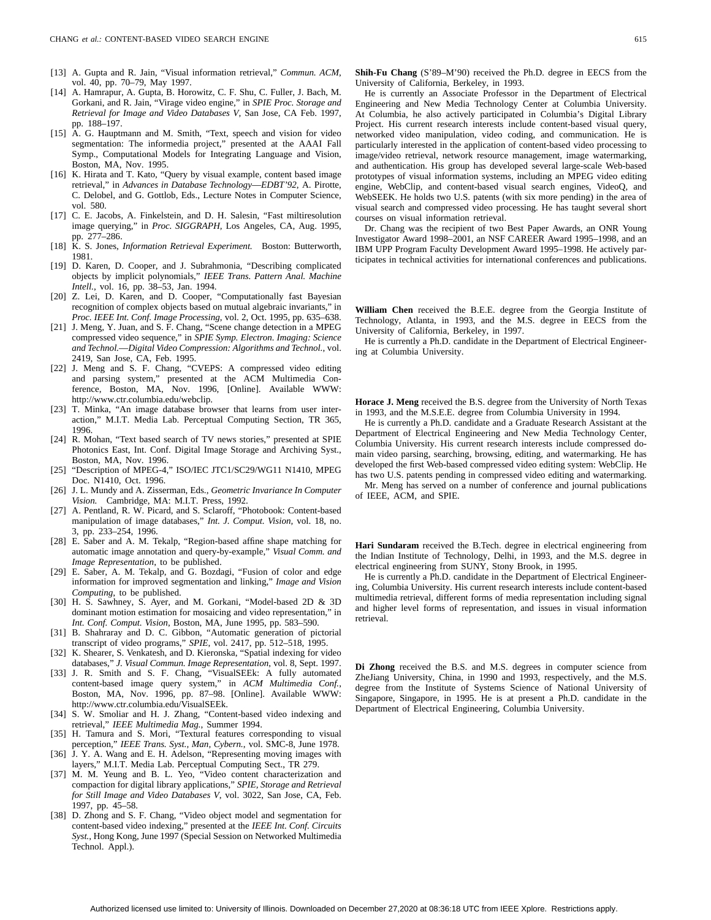[13] A. Gupta and R. Jain, "Visual information retrieval," *Commun. ACM*, vol. 40, pp. 70–79, May 1997.

[14] A. Hamrapur, A. Gupta, B. Horowitz, C. F. Shu, C. Fuller, J. Bach, M. Gorkani, and R. Jain, "Virage video engine," in *SPIE Proc. Storage and Retrieval for Image and Video Databases V*, San Jose, CA Feb. 1997, pp. 188–197.

[15] A. G. Hauptmann and M. Smith, "Text, speech and vision for video segmentation: The informedia project," presented at the AAAI Fall Symp., Computational Models for Integrating Language and Vision, Boston, MA, Nov. 1995.

[16] K. Hirata and T. Kato, "Query by visual example, content based image retrieval," in *Advances in Database Technology—EDBT'92*, A. Pirotte, C. Delobel, and G. Gottlob, Eds., Lecture Notes in Computer Science, vol. 580.

[17] C. E. Jacobs, A. Finkelstein, and D. H. Salesin, "Fast miltiresolution image querying," in *Proc. SIGGRAPH*, Los Angeles, CA, Aug. 1995, pp. 277–286.

[18] K. S. Jones, *Information Retrieval Experiment.* Boston: Butterworth, 1981.

[19] D. Karen, D. Cooper, and J. Subrahmonia, "Describing complicated objects by implicit polynomials," *IEEE Trans. Pattern Anal. Machine Intell.*, vol. 16, pp. 38–53, Jan. 1994.

[20] Z. Lei, D. Karen, and D. Cooper, "Computationally fast Bayesian recognition of complex objects based on mutual algebraic invariants," in *Proc. IEEE Int. Conf. Image Processing*, vol. 2, Oct. 1995, pp. 635–638.

[21] J. Meng, Y. Juan, and S. F. Chang, "Scene change detection in a MPEG compressed video sequence," in *SPIE Symp. Electron. Imaging: Science and Technol.—Digital Video Compression: Algorithms and Technol.*, vol. 2419, San Jose, CA, Feb. 1995.

[22] J. Meng and S. F. Chang, "CVEPS: A compressed video editing and parsing system," presented at the ACM Multimedia Conference, Boston, MA, Nov. 1996, [Online]. Available WWW: http://www.ctr.columbia.edu/webclip.

[23] T. Minka, "An image database browser that learns from user interaction," M.I.T. Media Lab. Perceptual Computing Section, TR 365, 1996.

[24] R. Mohan, "Text based search of TV news stories," presented at SPIE Photonics East, Int. Conf. Digital Image Storage and Archiving Syst., Boston, MA, Nov. 1996.

[25] "Description of MPEG-4," ISO/IEC JTC1/SC29/WG11 N1410, MPEG Doc. N1410, Oct. 1996.

[26] J. L. Mundy and A. Zisserman, Eds., *Geometric Invariance In Computer Vision.* Cambridge, MA: M.I.T. Press, 1992.

[27] A. Pentland, R. W. Picard, and S. Sclaroff, "Photobook: Content-based manipulation of image databases," *Int. J. Comput. Vision*, vol. 18, no. 3, pp. 233–254, 1996.

[28] E. Saber and A. M. Tekalp, "Region-based affine shape matching for automatic image annotation and query-by-example," *Visual Comm. and Image Representation*, to be published.

[29] E. Saber, A. M. Tekalp, and G. Bozdagi, "Fusion of color and edge information for improved segmentation and linking," *Image and Vision Computing*, to be published.

[30] H. S. Sawhney, S. Ayer, and M. Gorkani, "Model-based 2D & 3D dominant motion estimation for mosaicing and video representation," in *Int. Conf. Comput. Vision*, Boston, MA, June 1995, pp. 583–590.

[31] B. Shahraray and D. C. Gibbon, "Automatic generation of pictorial transcript of video programs," *SPIE*, vol. 2417, pp. 512–518, 1995.

[32] K. Shearer, S. Venkatesh, and D. Kieronska, "Spatial indexing for video databases," *J. Visual Commun. Image Representation*, vol. 8, Sept. 1997.

[33] J. R. Smith and S. F. Chang, "VisualSEEk: A fully automated content-based image query system," in *ACM Multimedia Conf.*, Boston, MA, Nov. 1996, pp. 87–98. [Online]. Available WWW: http://www.ctr.columbia.edu/VisualSEEk.

[34] S. W. Smoliar and H. J. Zhang, "Content-based video indexing and retrieval," *IEEE Multimedia Mag.*, Summer 1994.

[35] H. Tamura and S. Mori, "Textural features corresponding to visual perception," *IEEE Trans. Syst., Man, Cybern.*, vol. SMC-8, June 1978.

[36] J. Y. A. Wang and E. H. Adelson, "Representing moving images with layers," M.I.T. Media Lab. Perceptual Computing Sect., TR 279.

[37] M. M. Yeung and B. L. Yeo, "Video content characterization and compaction for digital library applications," *SPIE, Storage and Retrieval for Still Image and Video Databases V*, vol. 3022, San Jose, CA, Feb. 1997, pp. 45–58.

[38] D. Zhong and S. F. Chang, "Video object model and segmentation for content-based video indexing," presented at the *IEEE Int. Conf. Circuits Syst.*, Hong Kong, June 1997 (Special Session on Networked Multimedia Technol. Appl.).

**Shih-Fu Chang** (S'89–M'90) received the Ph.D. degree in EECS from the University of California, Berkeley, in 1993.

He is currently an Associate Professor in the Department of Electrical Engineering and New Media Technology Center at Columbia University. At Columbia, he also actively participated in Columbia's Digital Library Project. His current research interests include content-based visual query, networked video manipulation, video coding, and communication. He is particularly interested in the application of content-based video processing to image/video retrieval, network resource management, image watermarking, and authentication. His group has developed several large-scale Web-based prototypes of visual information systems, including an MPEG video editing engine, WebClip, and content-based visual search engines, VideoQ, and WebSEEK. He holds two U.S. patents (with six more pending) in the area of visual search and compressed video processing. He has taught several short courses on visual information retrieval.

Dr. Chang was the recipient of two Best Paper Awards, an ONR Young Investigator Award 1998–2001, an NSF CAREER Award 1995–1998, and an IBM UPP Program Faculty Development Award 1995–1998. He actively participates in technical activities for international conferences and publications.

**William Chen** received the B.E.E. degree from the Georgia Institute of Technology, Atlanta, in 1993, and the M.S. degree in EECS from the University of California, Berkeley, in 1997.

He is currently a Ph.D. candidate in the Department of Electrical Engineering at Columbia University.

**Horace J. Meng** received the B.S. degree from the University of North Texas in 1993, and the M.S.E.E. degree from Columbia University in 1994.

He is currently a Ph.D. candidate and a Graduate Research Assistant at the Department of Electrical Engineering and New Media Technology Center, Columbia University. His current research interests include compressed domain video parsing, searching, browsing, editing, and watermarking. He has developed the first Web-based compressed video editing system: WebClip. He has two U.S. patents pending in compressed video editing and watermarking.

Mr. Meng has served on a number of conference and journal publications of IEEE, ACM, and SPIE.

**Hari Sundaram** received the B.Tech. degree in electrical engineering from the Indian Institute of Technology, Delhi, in 1993, and the M.S. degree in electrical engineering from SUNY, Stony Brook, in 1995.

He is currently a Ph.D. candidate in the Department of Electrical Engineering, Columbia University. His current research interests include content-based multimedia retrieval, different forms of media representation including signal and higher level forms of representation, and issues in visual information retrieval.

**Di Zhong** received the B.S. and M.S. degrees in computer science from ZheJiang University, China, in 1990 and 1993, respectively, and the M.S. degree from the Institute of Systems Science of National University of Singapore, Singapore, in 1995. He is at present a Ph.D. candidate in the Department of Electrical Engineering, Columbia University.